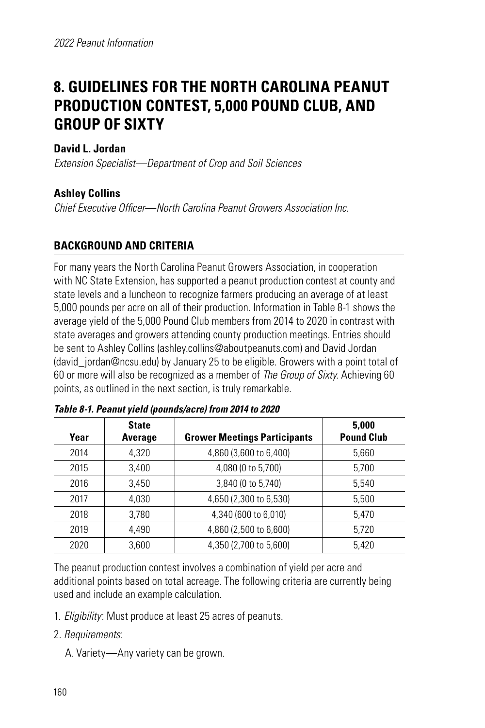# 8. GUIDELINES FOR THE NORTH CAROLINA PEANUT PRODUCTION CONTEST, 5,000 POUND CLUB, AND GROUP OF SIXTY

**David L. Jordan**

*Extension Specialist—Department of Crop and Soil Sciences*

**Ashley Collins**

*Chief Executive Officer—North Carolina Peanut Growers Association Inc.*

## BACKGROUND AND CRITERIA

For many years the North Carolina Peanut Growers Association, in cooperation with NC State Extension, has supported a peanut production contest at county and state levels and a luncheon to recognize farmers producing an average of at least 5,000 pounds per acre on all of their production. Information in Table 8-1 shows the average yield of the 5,000 Pound Club members from 2014 to 2020 in contrast with state averages and growers attending county production meetings. Entries should be sent to Ashley Collins (ashley.collins@aboutpeanuts.com) and David Jordan (david_jordan@ncsu.edu) by January 25 to be eligible. Growers with a point total of 60 or more will also be recognized as a member of *The Group of Sixty*. Achieving 60 points, as outlined in the next section, is truly remarkable.

***Table 8-1. Peanut yield (pounds/acre) from 2014 to 2020***

| Year | State Average | Grower Meetings Participants | 5,000 Pound Club |
|---|---|---|---|
| 2014 | 4,320 | 4,860 (3,600 to 6,400) | 5,660 |
| 2015 | 3,400 | 4,080 (0 to 5,700) | 5,700 |
| 2016 | 3,450 | 3,840 (0 to 5,740) | 5,540 |
| 2017 | 4,030 | 4,650 (2,300 to 6,530) | 5,500 |
| 2018 | 3,780 | 4,340 (600 to 6,010) | 5,470 |
| 2019 | 4,490 | 4,860 (2,500 to 6,600) | 5,720 |
| 2020 | 3,600 | 4,350 (2,700 to 5,600) | 5,420 |

The peanut production contest involves a combination of yield per acre and additional points based on total acreage. The following criteria are currently being used and include an example calculation.

1. *Eligibility*: Must produce at least 25 acres of peanuts.
2. *Requirements*:

   A. Variety—Any variety can be grown.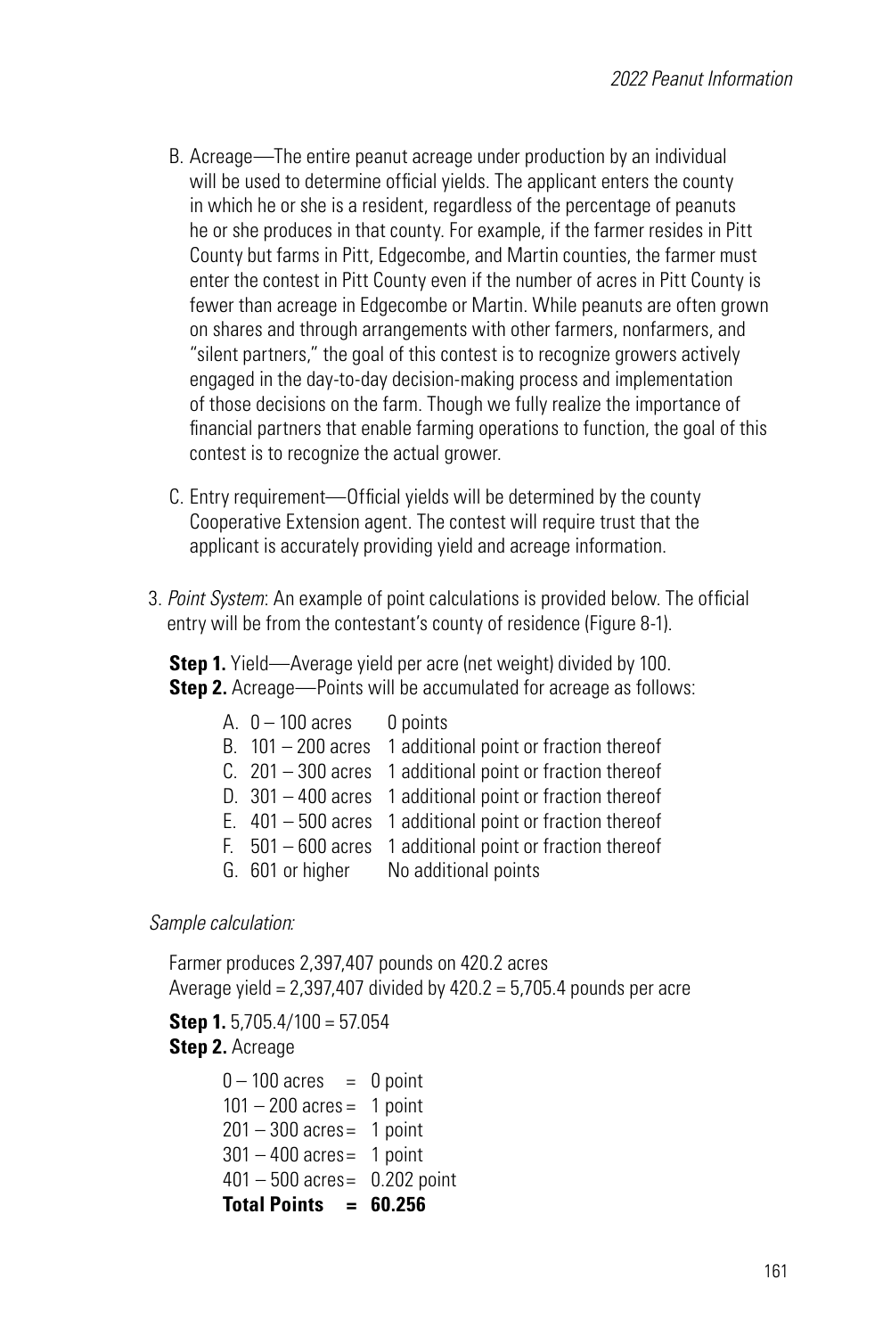B. Acreage—The entire peanut acreage under production by an individual will be used to determine official yields. The applicant enters the county in which he or she is a resident, regardless of the percentage of peanuts he or she produces in that county. For example, if the farmer resides in Pitt County but farms in Pitt, Edgecombe, and Martin counties, the farmer must enter the contest in Pitt County even if the number of acres in Pitt County is fewer than acreage in Edgecombe or Martin. While peanuts are often grown on shares and through arrangements with other farmers, nonfarmers, and "silent partners," the goal of this contest is to recognize growers actively engaged in the day-to-day decision-making process and implementation of those decisions on the farm. Though we fully realize the importance of financial partners that enable farming operations to function, the goal of this contest is to recognize the actual grower.

C. Entry requirement—Official yields will be determined by the county Cooperative Extension agent. The contest will require trust that the applicant is accurately providing yield and acreage information.

3. *Point System*: An example of point calculations is provided below. The official entry will be from the contestant's county of residence (Figure 8-1).

**Step 1.** Yield—Average yield per acre (net weight) divided by 100.
**Step 2.** Acreage—Points will be accumulated for acreage as follows:

| | |
|---|---|
| A. 0 – 100 acres | 0 points |
| B. 101 – 200 acres | 1 additional point or fraction thereof |
| C. 201 – 300 acres | 1 additional point or fraction thereof |
| D. 301 – 400 acres | 1 additional point or fraction thereof |
| E. 401 – 500 acres | 1 additional point or fraction thereof |
| F. 501 – 600 acres | 1 additional point or fraction thereof |
| G. 601 or higher | No additional points |

*Sample calculation:*

Farmer produces 2,397,407 pounds on 420.2 acres
Average yield = 2,397,407 divided by 420.2 = 5,705.4 pounds per acre

**Step 1.** 5,705.4/100 = 57.054
**Step 2.** Acreage

| | |
|---|---|
| 0 – 100 acres | = 0 point |
| 101 – 200 acres | = 1 point |
| 201 – 300 acres | = 1 point |
| 301 – 400 acres | = 1 point |
| 401 – 500 acres | = 0.202 point |
| **Total Points** | **= 60.256** |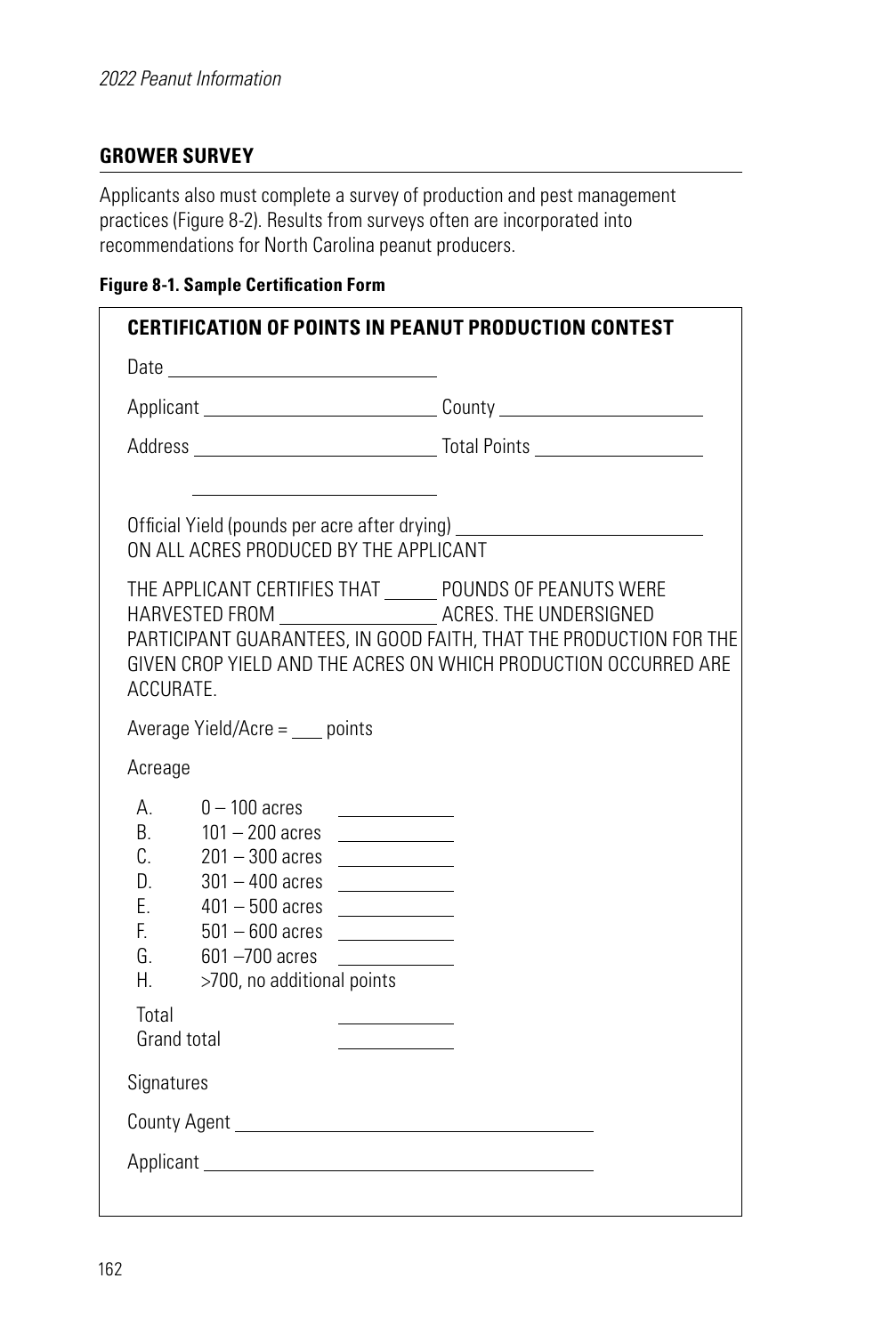## GROWER SURVEY

Applicants also must complete a survey of production and pest management practices (Figure 8-2). Results from surveys often are incorporated into recommendations for North Carolina peanut producers.

**Figure 8-1. Sample Certification Form**

**CERTIFICATION OF POINTS IN PEANUT PRODUCTION CONTEST**

Date ____________________

Applicant ____________________ County ____________________

Address ____________________ Total Points ____________________

____________________

Official Yield (pounds per acre after drying) ____________________
ON ALL ACRES PRODUCED BY THE APPLICANT

THE APPLICANT CERTIFIES THAT ______ POUNDS OF PEANUTS WERE HARVESTED FROM ______________ ACRES. THE UNDERSIGNED PARTICIPANT GUARANTEES, IN GOOD FAITH, THAT THE PRODUCTION FOR THE GIVEN CROP YIELD AND THE ACRES ON WHICH PRODUCTION OCCURRED ARE ACCURATE.

Average Yield/Acre = ___ points

Acreage

| | | |
|---|---|---|
| A. | 0 – 100 acres | __________ |
| B. | 101 – 200 acres | __________ |
| C. | 201 – 300 acres | __________ |
| D. | 301 – 400 acres | __________ |
| E. | 401 – 500 acres | __________ |
| F. | 501 – 600 acres | __________ |
| G. | 601 –700 acres | __________ |
| H. | >700, no additional points | |
| Total | | __________ |
| Grand total | | __________ |

Signatures

County Agent ____________________

Applicant ____________________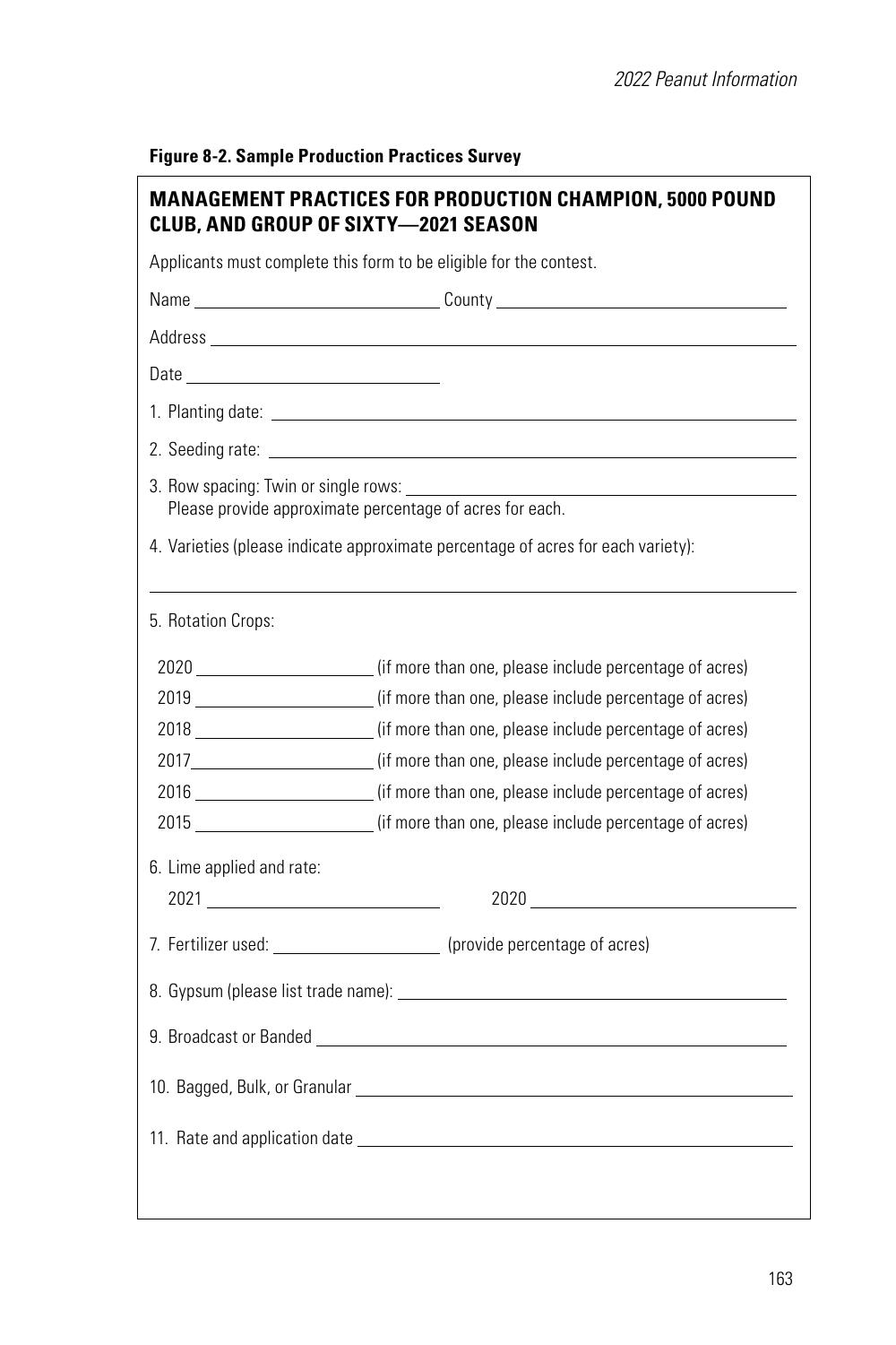**Figure 8-2. Sample Production Practices Survey**

## MANAGEMENT PRACTICES FOR PRODUCTION CHAMPION, 5000 POUND CLUB, AND GROUP OF SIXTY—2021 SEASON

Applicants must complete this form to be eligible for the contest.

Name ______________________________ County ______________________________

Address ____________________________________________________________

Date ______________________________

1. Planting date: ______________________________________________________

2. Seeding rate: ______________________________________________________

3. Row spacing: Twin or single rows: ________________________________________
   Please provide approximate percentage of acres for each.

4. Varieties (please indicate approximate percentage of acres for each variety):

____________________________________________________________________

5. Rotation Crops:

   2020 ____________________ (if more than one, please include percentage of acres)

   2019 ____________________ (if more than one, please include percentage of acres)

   2018 ____________________ (if more than one, please include percentage of acres)

   2017 ____________________ (if more than one, please include percentage of acres)

   2016 ____________________ (if more than one, please include percentage of acres)

   2015 ____________________ (if more than one, please include percentage of acres)

6. Lime applied and rate:

   2021 ____________________ 2020 ____________________

7. Fertilizer used: ____________________ (provide percentage of acres)

8. Gypsum (please list trade name): ________________________________________

9. Broadcast or Banded ______________________________________________________

10. Bagged, Bulk, or Granular ______________________________________________

11. Rate and application date ______________________________________________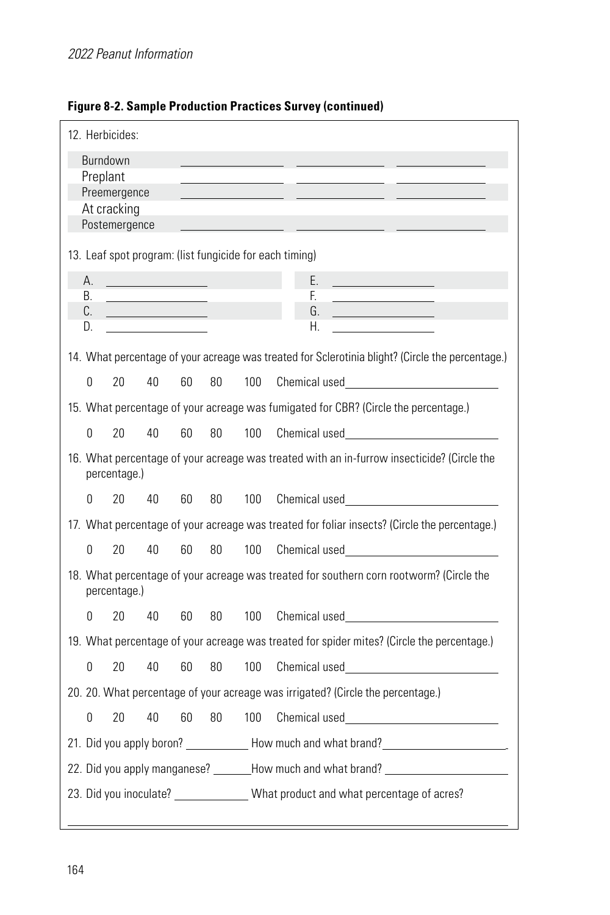**Figure 8-2. Sample Production Practices Survey (continued)**

12. Herbicides:

| | | | |
|---|---|---|---|
| Burndown | \_\_\_\_\_\_\_\_\_\_\_\_ | \_\_\_\_\_\_\_\_\_\_\_\_ | \_\_\_\_\_\_\_\_\_\_\_\_ |
| Preplant | \_\_\_\_\_\_\_\_\_\_\_\_ | \_\_\_\_\_\_\_\_\_\_\_\_ | \_\_\_\_\_\_\_\_\_\_\_\_ |
| Preemergence | \_\_\_\_\_\_\_\_\_\_\_\_ | \_\_\_\_\_\_\_\_\_\_\_\_ | \_\_\_\_\_\_\_\_\_\_\_\_ |
| At cracking | | | |
| Postemergence | \_\_\_\_\_\_\_\_\_\_\_\_ | \_\_\_\_\_\_\_\_\_\_\_\_ | \_\_\_\_\_\_\_\_\_\_\_\_ |

13. Leaf spot program: (list fungicide for each timing)

| | |
|---|---|
| A. \_\_\_\_\_\_\_\_\_\_\_\_ | E. \_\_\_\_\_\_\_\_\_\_\_\_ |
| B. \_\_\_\_\_\_\_\_\_\_\_\_ | F. \_\_\_\_\_\_\_\_\_\_\_\_ |
| C. \_\_\_\_\_\_\_\_\_\_\_\_ | G. \_\_\_\_\_\_\_\_\_\_\_\_ |
| D. \_\_\_\_\_\_\_\_\_\_\_\_ | H. \_\_\_\_\_\_\_\_\_\_\_\_ |

14. What percentage of your acreage was treated for Sclerotinia blight? (Circle the percentage.)

    0 20 40 60 80 100 Chemical used\_\_\_\_\_\_\_\_\_\_\_\_\_\_\_\_\_\_\_\_

15. What percentage of your acreage was fumigated for CBR? (Circle the percentage.)

    0 20 40 60 80 100 Chemical used\_\_\_\_\_\_\_\_\_\_\_\_\_\_\_\_\_\_\_\_

16. What percentage of your acreage was treated with an in-furrow insecticide? (Circle the percentage.)

    0 20 40 60 80 100 Chemical used\_\_\_\_\_\_\_\_\_\_\_\_\_\_\_\_\_\_\_\_

17. What percentage of your acreage was treated for foliar insects? (Circle the percentage.)

    0 20 40 60 80 100 Chemical used\_\_\_\_\_\_\_\_\_\_\_\_\_\_\_\_\_\_\_\_

18. What percentage of your acreage was treated for southern corn rootworm? (Circle the percentage.)

    0 20 40 60 80 100 Chemical used\_\_\_\_\_\_\_\_\_\_\_\_\_\_\_\_\_\_\_\_

19. What percentage of your acreage was treated for spider mites? (Circle the percentage.)

    0 20 40 60 80 100 Chemical used\_\_\_\_\_\_\_\_\_\_\_\_\_\_\_\_\_\_\_\_

20. 20. What percentage of your acreage was irrigated? (Circle the percentage.)

    0 20 40 60 80 100 Chemical used\_\_\_\_\_\_\_\_\_\_\_\_\_\_\_\_\_\_\_\_

21. Did you apply boron? \_\_\_\_\_\_\_\_\_\_ How much and what brand?\_\_\_\_\_\_\_\_\_\_\_\_\_\_\_\_\_\_.

22. Did you apply manganese? \_\_\_\_\_\_How much and what brand? \_\_\_\_\_\_\_\_\_\_\_\_\_\_\_\_\_\_

23. Did you inoculate? \_\_\_\_\_\_\_\_\_\_\_ What product and what percentage of acres?

\_\_\_\_\_\_\_\_\_\_\_\_\_\_\_\_\_\_\_\_\_\_\_\_\_\_\_\_\_\_\_\_\_\_\_\_\_\_\_\_\_\_\_\_\_\_\_\_\_\_\_\_\_\_\_\_\_\_\_\_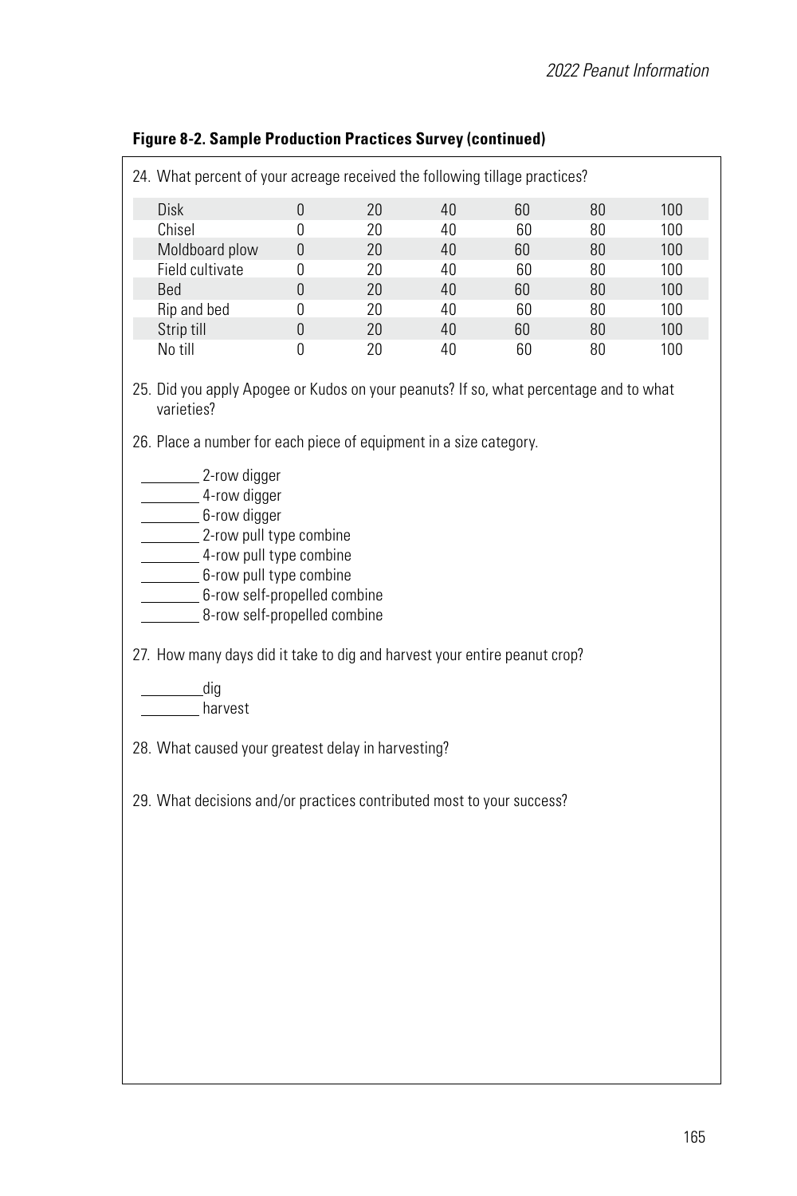**Figure 8-2. Sample Production Practices Survey (continued)**

24. What percent of your acreage received the following tillage practices?

| | | | | | | |
|---|---|---|---|---|---|---|
| Disk | 0 | 20 | 40 | 60 | 80 | 100 |
| Chisel | 0 | 20 | 40 | 60 | 80 | 100 |
| Moldboard plow | 0 | 20 | 40 | 60 | 80 | 100 |
| Field cultivate | 0 | 20 | 40 | 60 | 80 | 100 |
| Bed | 0 | 20 | 40 | 60 | 80 | 100 |
| Rip and bed | 0 | 20 | 40 | 60 | 80 | 100 |
| Strip till | 0 | 20 | 40 | 60 | 80 | 100 |
| No till | 0 | 20 | 40 | 60 | 80 | 100 |

25. Did you apply Apogee or Kudos on your peanuts? If so, what percentage and to what varieties?

26. Place a number for each piece of equipment in a size category.

________ 2-row digger
________ 4-row digger
________ 6-row digger
________ 2-row pull type combine
________ 4-row pull type combine
________ 6-row pull type combine
________ 6-row self-propelled combine
________ 8-row self-propelled combine

27. How many days did it take to dig and harvest your entire peanut crop?

________dig
________ harvest

28. What caused your greatest delay in harvesting?

29. What decisions and/or practices contributed most to your success?